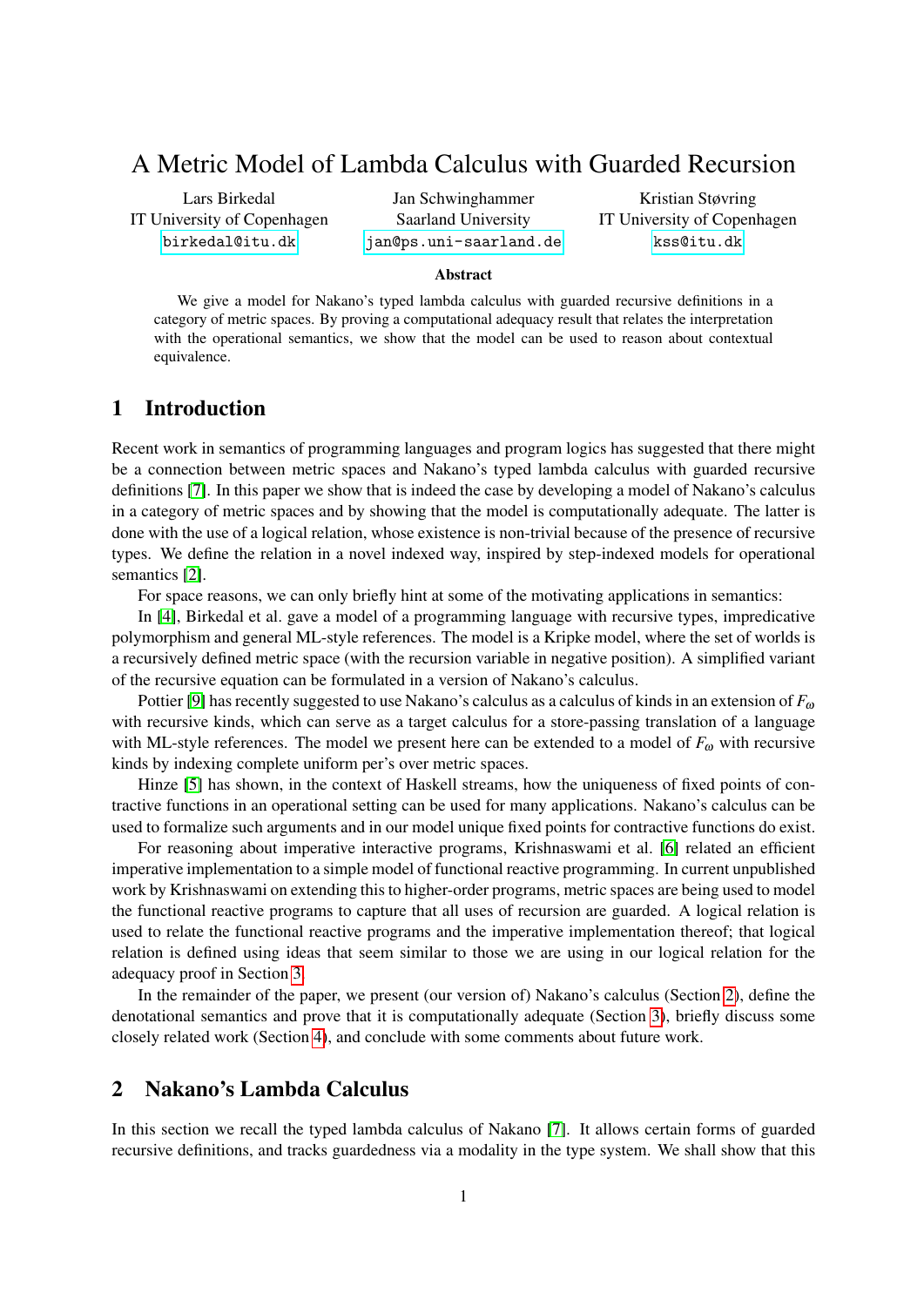# A Metric Model of Lambda Calculus with Guarded Recursion

Lars Birkedal
IT University of Copenhagen
birkedal@itu.dk

Jan Schwinghammer
Saarland University
jan@ps.uni-saarland.de

Kristian Støvring
IT University of Copenhagen
kss@itu.dk

**Abstract**

We give a model for Nakano's typed lambda calculus with guarded recursive definitions in a category of metric spaces. By proving a computational adequacy result that relates the interpretation with the operational semantics, we show that the model can be used to reason about contextual equivalence.

## 1 Introduction

Recent work in semantics of programming languages and program logics has suggested that there might be a connection between metric spaces and Nakano's typed lambda calculus with guarded recursive definitions [7]. In this paper we show that is indeed the case by developing a model of Nakano's calculus in a category of metric spaces and by showing that the model is computationally adequate. The latter is done with the use of a logical relation, whose existence is non-trivial because of the presence of recursive types. We define the relation in a novel indexed way, inspired by step-indexed models for operational semantics [2].

For space reasons, we can only briefly hint at some of the motivating applications in semantics:

In [4], Birkedal et al. gave a model of a programming language with recursive types, impredicative polymorphism and general ML-style references. The model is a Kripke model, where the set of worlds is a recursively defined metric space (with the recursion variable in negative position). A simplified variant of the recursive equation can be formulated in a version of Nakano's calculus.

Pottier [9] has recently suggested to use Nakano's calculus as a calculus of kinds in an extension of $F_\omega$ with recursive kinds, which can serve as a target calculus for a store-passing translation of a language with ML-style references. The model we present here can be extended to a model of $F_\omega$ with recursive kinds by indexing complete uniform per's over metric spaces.

Hinze [5] has shown, in the context of Haskell streams, how the uniqueness of fixed points of contractive functions in an operational setting can be used for many applications. Nakano's calculus can be used to formalize such arguments and in our model unique fixed points for contractive functions do exist.

For reasoning about imperative interactive programs, Krishnaswami et al. [6] related an efficient imperative implementation to a simple model of functional reactive programming. In current unpublished work by Krishnaswami on extending this to higher-order programs, metric spaces are being used to model the functional reactive programs to capture that all uses of recursion are guarded. A logical relation is used to relate the functional reactive programs and the imperative implementation thereof; that logical relation is defined using ideas that seem similar to those we are using in our logical relation for the adequacy proof in Section 3.

In the remainder of the paper, we present (our version of) Nakano's calculus (Section 2), define the denotational semantics and prove that it is computationally adequate (Section 3), briefly discuss some closely related work (Section 4), and conclude with some comments about future work.

## 2 Nakano's Lambda Calculus

In this section we recall the typed lambda calculus of Nakano [7]. It allows certain forms of guarded recursive definitions, and tracks guardedness via a modality in the type system. We shall show that this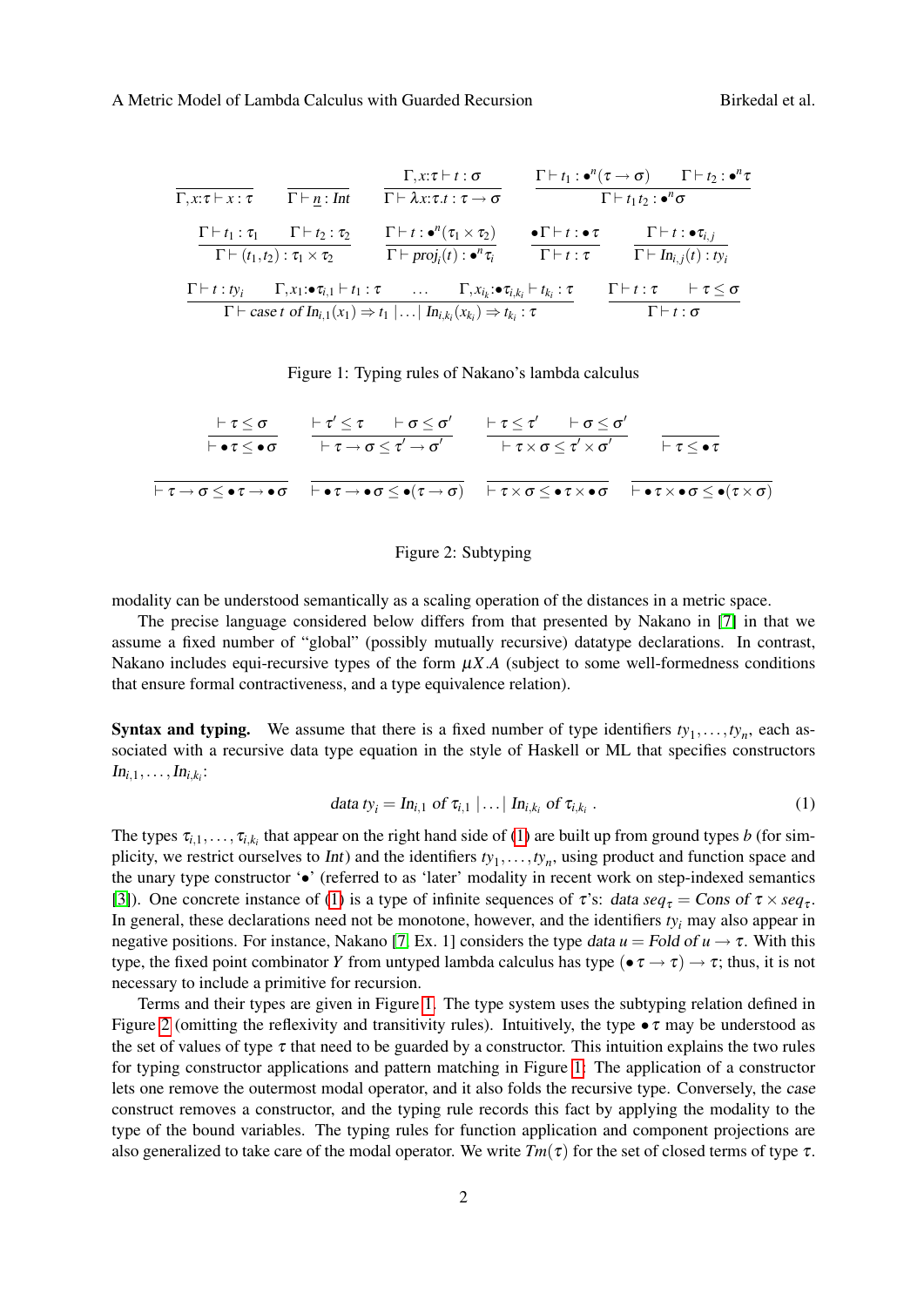$$\frac{}{\Gamma, x{:}\tau \vdash x : \tau} \qquad \frac{}{\Gamma \vdash \underline{n} : Int} \qquad \frac{\Gamma, x{:}\tau \vdash t : \sigma}{\Gamma \vdash \lambda x{:}\tau.t : \tau \to \sigma} \qquad \frac{\Gamma \vdash t_1 : \bullet^n(\tau \to \sigma) \qquad \Gamma \vdash t_2 : \bullet^n \tau}{\Gamma \vdash t_1\, t_2 : \bullet^n \sigma}$$

$$\frac{\Gamma \vdash t_1 : \tau_1 \qquad \Gamma \vdash t_2 : \tau_2}{\Gamma \vdash (t_1, t_2) : \tau_1 \times \tau_2} \qquad \frac{\Gamma \vdash t : \bullet^n(\tau_1 \times \tau_2)}{\Gamma \vdash proj_i(t) : \bullet^n \tau_i} \qquad \frac{\bullet\Gamma \vdash t : \bullet\tau}{\Gamma \vdash t : \tau} \qquad \frac{\Gamma \vdash t : \bullet\tau_{i,j}}{\Gamma \vdash In_{i,j}(t) : ty_i}$$

$$\frac{\Gamma \vdash t : ty_i \qquad \Gamma, x_1{:}\bullet\tau_{i,1} \vdash t_1 : \tau \qquad \dots \qquad \Gamma, x_{i_k}{:}\bullet\tau_{i,k_i} \vdash t_{k_i} : \tau}{\Gamma \vdash case\ t\ of\ In_{i,1}(x_1) \Rightarrow t_1 \mid \dots \mid In_{i,k_i}(x_{k_i}) \Rightarrow t_{k_i} : \tau} \qquad \frac{\Gamma \vdash t : \tau \qquad \vdash \tau \leq \sigma}{\Gamma \vdash t : \sigma}$$

Figure 1: Typing rules of Nakano's lambda calculus

$$\frac{\vdash \tau \leq \sigma}{\vdash \bullet\tau \leq \bullet\sigma} \qquad \frac{\vdash \tau' \leq \tau \qquad \vdash \sigma \leq \sigma'}{\vdash \tau \to \sigma \leq \tau' \to \sigma'} \qquad \frac{\vdash \tau \leq \tau' \qquad \vdash \sigma \leq \sigma'}{\vdash \tau \times \sigma \leq \tau' \times \sigma'} \qquad \frac{}{\vdash \tau \leq \bullet\tau}$$

$$\frac{}{\vdash \tau \to \sigma \leq \bullet\tau \to \bullet\sigma} \qquad \frac{}{\vdash \bullet\tau \to \bullet\sigma \leq \bullet(\tau \to \sigma)} \qquad \frac{}{\vdash \tau \times \sigma \leq \bullet\tau \times \bullet\sigma} \qquad \frac{}{\vdash \bullet\tau \times \bullet\sigma \leq \bullet(\tau \times \sigma)}$$

Figure 2: Subtyping

modality can be understood semantically as a scaling operation of the distances in a metric space.

The precise language considered below differs from that presented by Nakano in [7] in that we assume a fixed number of "global" (possibly mutually recursive) datatype declarations. In contrast, Nakano includes equi-recursive types of the form $\mu X.A$ (subject to some well-formedness conditions that ensure formal contractiveness, and a type equivalence relation).

**Syntax and typing.** We assume that there is a fixed number of type identifiers $ty_1, \dots, ty_n$, each associated with a recursive data type equation in the style of Haskell or ML that specifies constructors $In_{i,1}, \dots, In_{i,k_i}$:

$$data\ ty_i = In_{i,1}\ of\ \tau_{i,1} \mid \dots \mid In_{i,k_i}\ of\ \tau_{i,k_i}\ . \tag{1}$$

The types $\tau_{i,1}, \dots, \tau_{i,k_i}$ that appear on the right hand side of (1) are built up from ground types $b$ (for simplicity, we restrict ourselves to $Int$) and the identifiers $ty_1, \dots, ty_n$, using product and function space and the unary type constructor '$\bullet$' (referred to as 'later' modality in recent work on step-indexed semantics [3]). One concrete instance of (1) is a type of infinite sequences of $\tau$'s: $data\ seq_\tau = Cons\ of\ \tau \times seq_\tau$. In general, these declarations need not be monotone, however, and the identifiers $ty_i$ may also appear in negative positions. For instance, Nakano [7, Ex. 1] considers the type $data\ u = Fold\ of\ u \to \tau$. With this type, the fixed point combinator $Y$ from untyped lambda calculus has type $(\bullet\tau \to \tau) \to \tau$; thus, it is not necessary to include a primitive for recursion.

Terms and their types are given in Figure 1. The type system uses the subtyping relation defined in Figure 2 (omitting the reflexivity and transitivity rules). Intuitively, the type $\bullet\tau$ may be understood as the set of values of type $\tau$ that need to be guarded by a constructor. This intuition explains the two rules for typing constructor applications and pattern matching in Figure 1: The application of a constructor lets one remove the outermost modal operator, and it also folds the recursive type. Conversely, the *case* construct removes a constructor, and the typing rule records this fact by applying the modality to the type of the bound variables. The typing rules for function application and component projections are also generalized to take care of the modal operator. We write $Tm(\tau)$ for the set of closed terms of type $\tau$.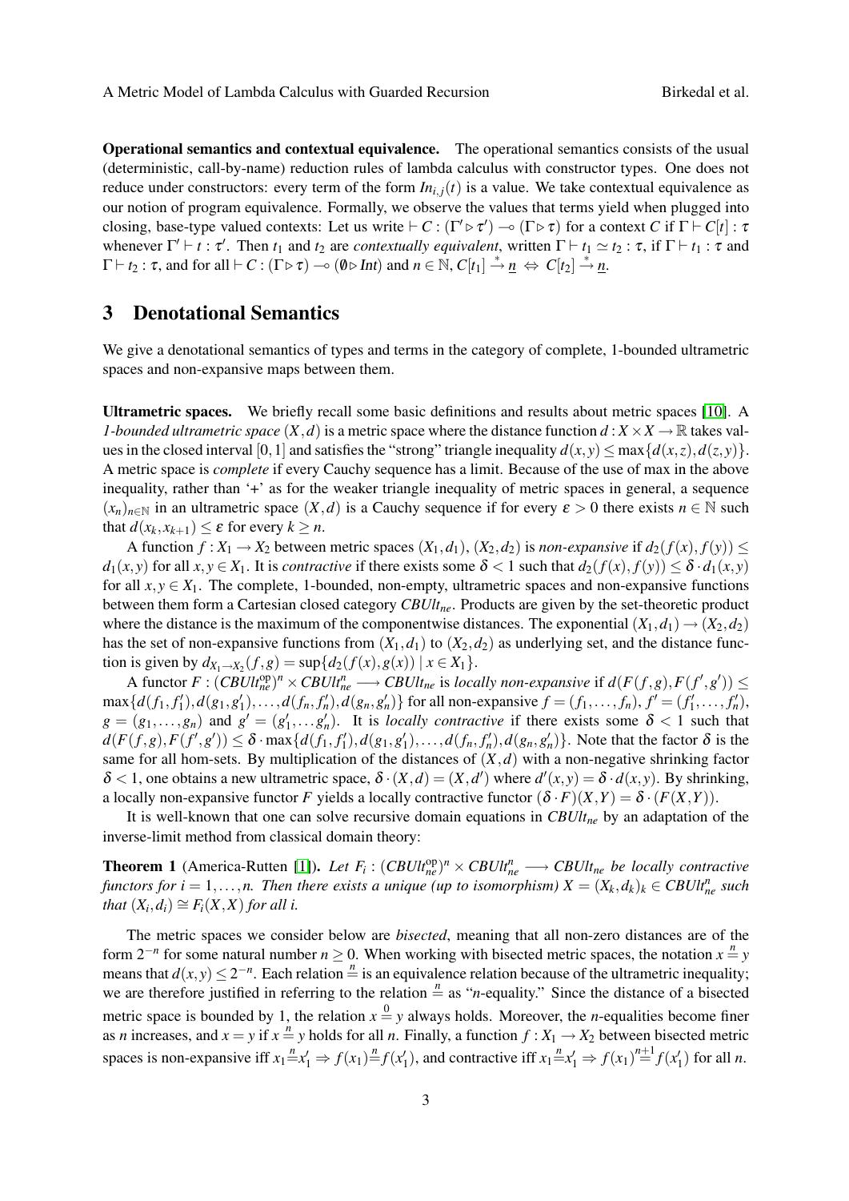**Operational semantics and contextual equivalence.** The operational semantics consists of the usual (deterministic, call-by-name) reduction rules of lambda calculus with constructor types. One does not reduce under constructors: every term of the form $In_{i,j}(t)$ is a value. We take contextual equivalence as our notion of program equivalence. Formally, we observe the values that terms yield when plugged into closing, base-type valued contexts: Let us write $\vdash C : (\Gamma' \triangleright \tau') \multimap (\Gamma \triangleright \tau)$ for a context $C$ if $\Gamma \vdash C[t] : \tau$ whenever $\Gamma' \vdash t : \tau'$. Then $t_1$ and $t_2$ are *contextually equivalent*, written $\Gamma \vdash t_1 \simeq t_2 : \tau$, if $\Gamma \vdash t_1 : \tau$ and $\Gamma \vdash t_2 : \tau$, and for all $\vdash C : (\Gamma \triangleright \tau) \multimap (\emptyset \triangleright \mathit{Int})$ and $n \in \mathbb{N}$, $C[t_1] \xrightarrow{*} \underline{n} \Leftrightarrow C[t_2] \xrightarrow{*} \underline{n}$.

## 3 Denotational Semantics

We give a denotational semantics of types and terms in the category of complete, 1-bounded ultrametric spaces and non-expansive maps between them.

**Ultrametric spaces.** We briefly recall some basic definitions and results about metric spaces [10]. A *1-bounded ultrametric space* $(X,d)$ is a metric space where the distance function $d : X \times X \to \mathbb{R}$ takes values in the closed interval $[0,1]$ and satisfies the "strong" triangle inequality $d(x,y) \leq \max\{d(x,z), d(z,y)\}$. A metric space is *complete* if every Cauchy sequence has a limit. Because of the use of max in the above inequality, rather than '+' as for the weaker triangle inequality of metric spaces in general, a sequence $(x_n)_{n\in\mathbb{N}}$ in an ultrametric space $(X,d)$ is a Cauchy sequence if for every $\varepsilon > 0$ there exists $n \in \mathbb{N}$ such that $d(x_k, x_{k+1}) \leq \varepsilon$ for every $k \geq n$.

A function $f : X_1 \to X_2$ between metric spaces $(X_1,d_1)$, $(X_2,d_2)$ is *non-expansive* if $d_2(f(x), f(y)) \leq d_1(x,y)$ for all $x, y \in X_1$. It is *contractive* if there exists some $\delta < 1$ such that $d_2(f(x), f(y)) \leq \delta \cdot d_1(x,y)$ for all $x, y \in X_1$. The complete, 1-bounded, non-empty, ultrametric spaces and non-expansive functions between them form a Cartesian closed category $\mathit{CBUlt}_{ne}$. Products are given by the set-theoretic product where the distance is the maximum of the componentwise distances. The exponential $(X_1,d_1) \to (X_2,d_2)$ has the set of non-expansive functions from $(X_1,d_1)$ to $(X_2,d_2)$ as underlying set, and the distance function is given by $d_{X_1 \to X_2}(f,g) = \sup\{d_2(f(x), g(x)) \mid x \in X_1\}$.

A functor $F : (\mathit{CBUlt}_{ne}^{\mathrm{op}})^n \times \mathit{CBUlt}_{ne}^n \longrightarrow \mathit{CBUlt}_{ne}$ is *locally non-expansive* if $d(F(f,g), F(f',g')) \leq \max\{d(f_1,f_1'), d(g_1,g_1'), \ldots, d(f_n,f_n'), d(g_n,g_n')\}$ for all non-expansive $f = (f_1,\ldots,f_n)$, $f' = (f_1',\ldots,f_n')$, $g = (g_1,\ldots,g_n)$ and $g' = (g_1',\ldots g_n')$. It is *locally contractive* if there exists some $\delta < 1$ such that $d(F(f,g), F(f',g')) \leq \delta \cdot \max\{d(f_1,f_1'), d(g_1,g_1'), \ldots, d(f_n,f_n'), d(g_n,g_n')\}$. Note that the factor $\delta$ is the same for all hom-sets. By multiplication of the distances of $(X,d)$ with a non-negative shrinking factor $\delta < 1$, one obtains a new ultrametric space, $\delta \cdot (X,d) = (X,d')$ where $d'(x,y) = \delta \cdot d(x,y)$. By shrinking, a locally non-expansive functor $F$ yields a locally contractive functor $(\delta \cdot F)(X,Y) = \delta \cdot (F(X,Y))$.

It is well-known that one can solve recursive domain equations in $\mathit{CBUlt}_{ne}$ by an adaptation of the inverse-limit method from classical domain theory:

**Theorem 1** (America-Rutten [1]). *Let $F_i : (\mathit{CBUlt}_{ne}^{\mathrm{op}})^n \times \mathit{CBUlt}_{ne}^n \longrightarrow \mathit{CBUlt}_{ne}$ be locally contractive functors for $i = 1,\ldots,n$. Then there exists a unique (up to isomorphism) $X = (X_k, d_k)_k \in \mathit{CBUlt}_{ne}^n$ such that $(X_i, d_i) \cong F_i(X,X)$ for all $i$.*

The metric spaces we consider below are *bisected*, meaning that all non-zero distances are of the form $2^{-n}$ for some natural number $n \geq 0$. When working with bisected metric spaces, the notation $x \stackrel{n}{=} y$ means that $d(x,y) \leq 2^{-n}$. Each relation $\stackrel{n}{=}$ is an equivalence relation because of the ultrametric inequality; we are therefore justified in referring to the relation $\stackrel{n}{=}$ as "$n$-equality." Since the distance of a bisected metric space is bounded by 1, the relation $x \stackrel{0}{=} y$ always holds. Moreover, the $n$-equalities become finer as $n$ increases, and $x = y$ if $x \stackrel{n}{=} y$ holds for all $n$. Finally, a function $f : X_1 \to X_2$ between bisected metric spaces is non-expansive iff $x_1 \stackrel{n}{=} x_1' \Rightarrow f(x_1) \stackrel{n}{=} f(x_1')$, and contractive iff $x_1 \stackrel{n}{=} x_1' \Rightarrow f(x_1) \stackrel{n+1}{=} f(x_1')$ for all $n$.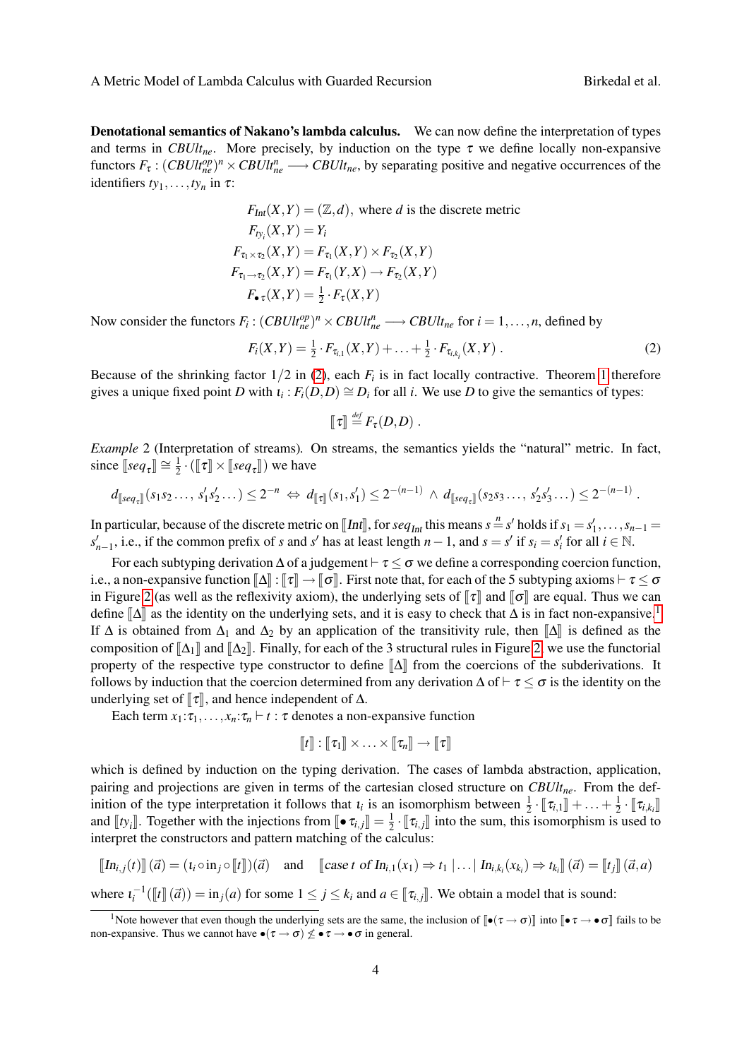**Denotational semantics of Nakano's lambda calculus.** We can now define the interpretation of types and terms in $CBUlt_{ne}$. More precisely, by induction on the type $\tau$ we define locally non-expansive functors $F_\tau : (CBUlt_{ne}^{op})^n \times CBUlt_{ne}^n \longrightarrow CBUlt_{ne}$, by separating positive and negative occurrences of the identifiers $ty_1, \ldots, ty_n$ in $\tau$:

$$
\begin{aligned}
F_{Int}(X,Y) &= (\mathbb{Z}, d), \text{ where } d \text{ is the discrete metric} \\
F_{ty_i}(X,Y) &= Y_i \\
F_{\tau_1 \times \tau_2}(X,Y) &= F_{\tau_1}(X,Y) \times F_{\tau_2}(X,Y) \\
F_{\tau_1 \to \tau_2}(X,Y) &= F_{\tau_1}(Y,X) \to F_{\tau_2}(X,Y) \\
F_{\bullet\,\tau}(X,Y) &= \tfrac{1}{2} \cdot F_\tau(X,Y)
\end{aligned}
$$

Now consider the functors $F_i : (CBUlt_{ne}^{op})^n \times CBUlt_{ne}^n \longrightarrow CBUlt_{ne}$ for $i = 1, \ldots, n$, defined by

$$
F_i(X,Y) = \tfrac{1}{2} \cdot F_{\tau_{i,1}}(X,Y) + \ldots + \tfrac{1}{2} \cdot F_{\tau_{i,k_i}}(X,Y) \ . \tag{2}
$$

Because of the shrinking factor $1/2$ in (2), each $F_i$ is in fact locally contractive. Theorem 1 therefore gives a unique fixed point $D$ with $\iota_i : F_i(D,D) \cong D_i$ for all $i$. We use $D$ to give the semantics of types:

$$
[\![\tau]\!] \stackrel{def}{=} F_\tau(D,D) \ .
$$

*Example* 2 (Interpretation of streams)*.* On streams, the semantics yields the "natural" metric. In fact, since $[\![seq_\tau]\!] \cong \frac{1}{2} \cdot ([\![\tau]\!] \times [\![seq_\tau]\!])$ we have

$$
d_{[\![seq_\tau]\!]}(s_1 s_2 \ldots,\ s_1' s_2' \ldots) \le 2^{-n} \ \Leftrightarrow\ d_{[\![\tau]\!]}(s_1, s_1') \le 2^{-(n-1)} \ \wedge\ d_{[\![seq_\tau]\!]}(s_2 s_3 \ldots,\ s_2' s_3' \ldots) \le 2^{-(n-1)} \ .
$$

In particular, because of the discrete metric on $[\![Int]\!]$, for $seq_{Int}$ this means $s \stackrel{n}{=} s'$ holds if $s_1 = s_1', \ldots, s_{n-1} = s_{n-1}'$, i.e., if the common prefix of $s$ and $s'$ has at least length $n-1$, and $s = s'$ if $s_i = s_i'$ for all $i \in \mathbb{N}$.

For each subtyping derivation $\Delta$ of a judgement $\vdash \tau \le \sigma$ we define a corresponding coercion function, i.e., a non-expansive function $[\![\Delta]\!] : [\![\tau]\!] \to [\![\sigma]\!]$. First note that, for each of the 5 subtyping axioms $\vdash \tau \le \sigma$ in Figure 2 (as well as the reflexivity axiom), the underlying sets of $[\![\tau]\!]$ and $[\![\sigma]\!]$ are equal. Thus we can define $[\![\Delta]\!]$ as the identity on the underlying sets, and it is easy to check that $\Delta$ is in fact non-expansive.[1] If $\Delta$ is obtained from $\Delta_1$ and $\Delta_2$ by an application of the transitivity rule, then $[\![\Delta]\!]$ is defined as the composition of $[\![\Delta_1]\!]$ and $[\![\Delta_2]\!]$. Finally, for each of the 3 structural rules in Figure 2, we use the functorial property of the respective type constructor to define $[\![\Delta]\!]$ from the coercions of the subderivations. It follows by induction that the coercion determined from any derivation $\Delta$ of $\vdash \tau \le \sigma$ is the identity on the underlying set of $[\![\tau]\!]$, and hence independent of $\Delta$.

Each term $x_1{:}\tau_1, \ldots, x_n{:}\tau_n \vdash t : \tau$ denotes a non-expansive function

$$
[\![t]\!] : [\![\tau_1]\!] \times \ldots \times [\![\tau_n]\!] \to [\![\tau]\!]
$$

which is defined by induction on the typing derivation. The cases of lambda abstraction, application, pairing and projections are given in terms of the cartesian closed structure on $CBUlt_{ne}$. From the definition of the type interpretation it follows that $\iota_i$ is an isomorphism between $\frac{1}{2} \cdot [\![\tau_{i,1}]\!] + \ldots + \frac{1}{2} \cdot [\![\tau_{i,k_i}]\!]$ and $[\![ty_i]\!]$. Together with the injections from $[\![\bullet\,\tau_{i,j}]\!] = \frac{1}{2} \cdot [\![\tau_{i,j}]\!]$ into the sum, this isomorphism is used to interpret the constructors and pattern matching of the calculus:

$$
[\![In_{i,j}(t)]\!](\vec{a}) = (\iota_i \circ \mathrm{in}_j \circ [\![t]\!])(\vec{a}) \quad \text{and} \quad [\![\textit{case } t \textit{ of } In_{i,1}(x_1) \Rightarrow t_1 \mid \ldots \mid In_{i,k_i}(x_{k_i}) \Rightarrow t_{k_i}]\!](\vec{a}) = [\![t_j]\!](\vec{a}, a)
$$

where $\iota_i^{-1}([\![t]\!](\vec{a})) = \mathrm{in}_j(a)$ for some $1 \le j \le k_i$ and $a \in [\![\tau_{i,j}]\!]$. We obtain a model that is sound:

[1] Note however that even though the underlying sets are the same, the inclusion of $[\![\bullet(\tau \to \sigma)]\!]$ into $[\![\bullet\,\tau \to \bullet\,\sigma]\!]$ fails to be non-expansive. Thus we cannot have $\bullet(\tau \to \sigma) \not\le \bullet\,\tau \to \bullet\,\sigma$ in general.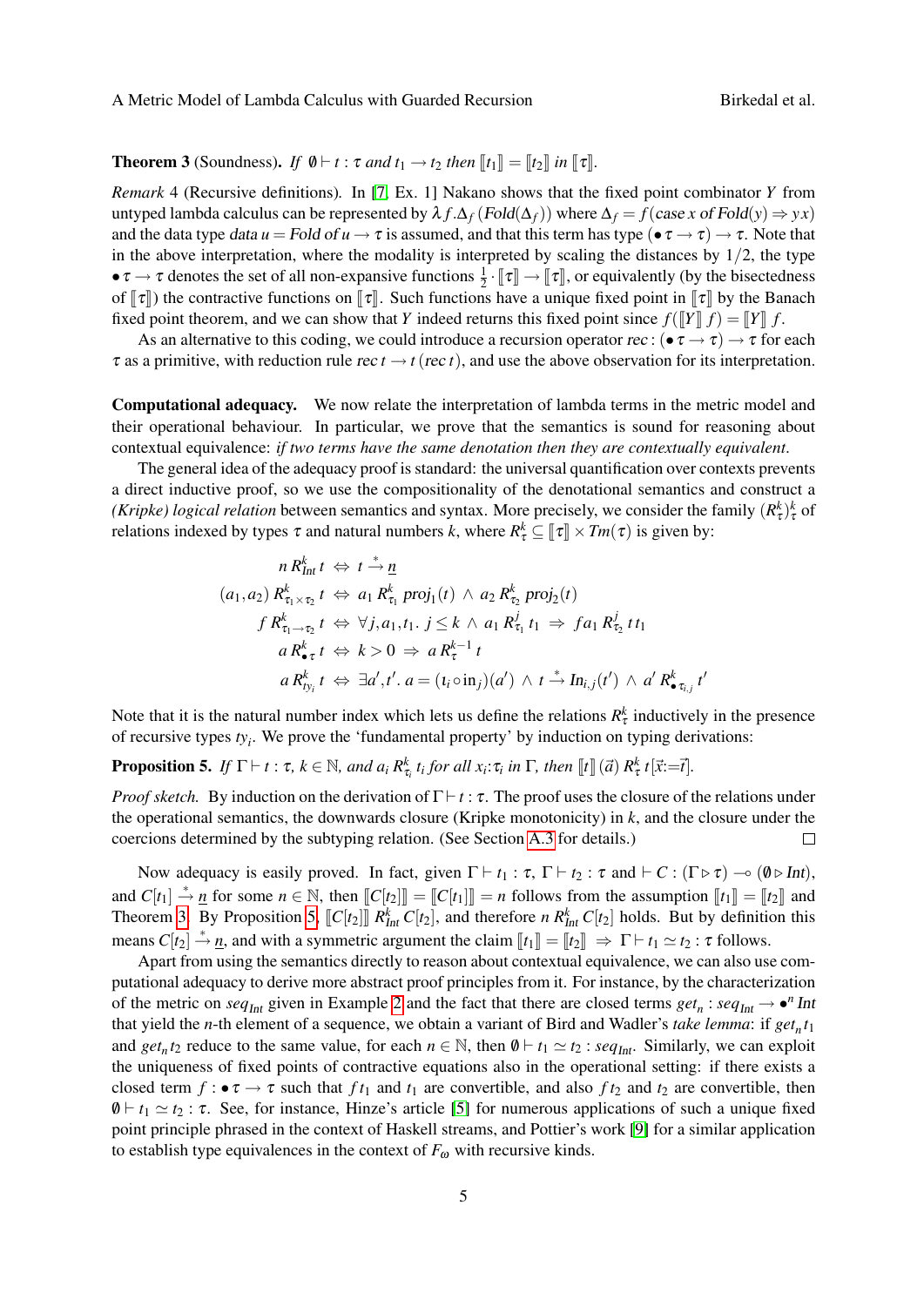**Theorem 3** (Soundness)**.** *If* $\emptyset \vdash t : \tau$ *and* $t_1 \to t_2$ *then* $[\![t_1]\!] = [\![t_2]\!]$ *in* $[\![\tau]\!]$.

*Remark* 4 (Recursive definitions). In [7, Ex. 1] Nakano shows that the fixed point combinator $Y$ from untyped lambda calculus can be represented by $\lambda f.\Delta_f\,(\mathit{Fold}(\Delta_f))$ where $\Delta_f = f(\mathit{case}\; x\; \mathit{of}\; \mathit{Fold}(y) \Rightarrow y\,x)$ and the data type $\mathit{data}\; u = \mathit{Fold}\; \mathit{of}\; u \to \tau$ is assumed, and that this term has type $(\bullet\,\tau \to \tau) \to \tau$. Note that in the above interpretation, where the modality is interpreted by scaling the distances by $1/2$, the type $\bullet\,\tau \to \tau$ denotes the set of all non-expansive functions $\frac{1}{2}\cdot[\![\tau]\!] \to [\![\tau]\!]$, or equivalently (by the bisectedness of $[\![\tau]\!]$) the contractive functions on $[\![\tau]\!]$. Such functions have a unique fixed point in $[\![\tau]\!]$ by the Banach fixed point theorem, and we can show that $Y$ indeed returns this fixed point since $f([\![Y]\!]\,f) = [\![Y]\!]\,f$.

As an alternative to this coding, we could introduce a recursion operator $\mathit{rec} : (\bullet\,\tau \to \tau) \to \tau$ for each $\tau$ as a primitive, with reduction rule $\mathit{rec}\; t \to t\,(\mathit{rec}\; t)$, and use the above observation for its interpretation.

**Computational adequacy.** We now relate the interpretation of lambda terms in the metric model and their operational behaviour. In particular, we prove that the semantics is sound for reasoning about contextual equivalence: *if two terms have the same denotation then they are contextually equivalent*.

The general idea of the adequacy proof is standard: the universal quantification over contexts prevents a direct inductive proof, so we use the compositionality of the denotational semantics and construct a *(Kripke) logical relation* between semantics and syntax. More precisely, we consider the family $(R^k_\tau)^k_\tau$ of relations indexed by types $\tau$ and natural numbers $k$, where $R^k_\tau \subseteq [\![\tau]\!] \times \mathit{Tm}(\tau)$ is given by:

$$
\begin{aligned}
n\; R^k_{\mathit{Int}}\; t &\;\Leftrightarrow\; t \xrightarrow{*} \underline{n} \\
(a_1,a_2)\; R^k_{\tau_1\times\tau_2}\; t &\;\Leftrightarrow\; a_1\; R^k_{\tau_1}\; \mathit{proj}_1(t) \;\wedge\; a_2\; R^k_{\tau_2}\; \mathit{proj}_2(t) \\
f\; R^k_{\tau_1\to\tau_2}\; t &\;\Leftrightarrow\; \forall j, a_1, t_1.\; j \le k \;\wedge\; a_1\; R^j_{\tau_1}\; t_1 \;\Rightarrow\; f a_1\; R^j_{\tau_2}\; t\,t_1 \\
a\; R^k_{\bullet\,\tau}\; t &\;\Leftrightarrow\; k > 0 \;\Rightarrow\; a\; R^{k-1}_{\tau}\; t \\
a\; R^k_{ty_i}\; t &\;\Leftrightarrow\; \exists a', t'.\; a = (\iota_i \circ \mathrm{in}_j)(a') \;\wedge\; t \xrightarrow{*} \mathit{In}_{i,j}(t') \;\wedge\; a'\; R^k_{\bullet\,\tau_{i,j}}\; t'
\end{aligned}
$$

Note that it is the natural number index which lets us define the relations $R^k_\tau$ inductively in the presence of recursive types $ty_i$. We prove the 'fundamental property' by induction on typing derivations:

**Proposition 5.** *If* $\Gamma \vdash t : \tau$, $k \in \mathbb{N}$, *and* $a_i\; R^k_{\tau_i}\; t_i$ *for all* $x_i{:}\tau_i$ *in* $\Gamma$, *then* $[\![t]\!]\,(\vec{a})\; R^k_\tau\; t[\vec{x}{:=}\vec{t}\,]$.

*Proof sketch.* By induction on the derivation of $\Gamma \vdash t : \tau$. The proof uses the closure of the relations under the operational semantics, the downwards closure (Kripke monotonicity) in $k$, and the closure under the coercions determined by the subtyping relation. (See Section A.3 for details.) ◻

Now adequacy is easily proved. In fact, given $\Gamma \vdash t_1 : \tau$, $\Gamma \vdash t_2 : \tau$ and $\vdash C : (\Gamma \triangleright \tau) \multimap (\emptyset \triangleright \mathit{Int})$, and $C[t_1] \xrightarrow{*} \underline{n}$ for some $n \in \mathbb{N}$, then $[\![C[t_2]]\!] = [\![C[t_1]]\!] = n$ follows from the assumption $[\![t_1]\!] = [\![t_2]\!]$ and Theorem 3. By Proposition 5, $[\![C[t_2]]\!]\; R^k_{\mathit{Int}}\; C[t_2]$, and therefore $n\; R^k_{\mathit{Int}}\; C[t_2]$ holds. But by definition this means $C[t_2] \xrightarrow{*} \underline{n}$, and with a symmetric argument the claim $[\![t_1]\!] = [\![t_2]\!] \;\Rightarrow\; \Gamma \vdash t_1 \simeq t_2 : \tau$ follows.

Apart from using the semantics directly to reason about contextual equivalence, we can also use computational adequacy to derive more abstract proof principles from it. For instance, by the characterization of the metric on $\mathit{seq}_{\mathit{Int}}$ given in Example 2 and the fact that there are closed terms $\mathit{get}_n : \mathit{seq}_{\mathit{Int}} \to \bullet^n\,\mathit{Int}$ that yield the $n$-th element of a sequence, we obtain a variant of Bird and Wadler's *take lemma*: if $\mathit{get}_n\, t_1$ and $\mathit{get}_n\, t_2$ reduce to the same value, for each $n \in \mathbb{N}$, then $\emptyset \vdash t_1 \simeq t_2 : \mathit{seq}_{\mathit{Int}}$. Similarly, we can exploit the uniqueness of fixed points of contractive equations also in the operational setting: if there exists a closed term $f : \bullet\,\tau \to \tau$ such that $f\,t_1$ and $t_1$ are convertible, and also $f\,t_2$ and $t_2$ are convertible, then $\emptyset \vdash t_1 \simeq t_2 : \tau$. See, for instance, Hinze's article [5] for numerous applications of such a unique fixed point principle phrased in the context of Haskell streams, and Pottier's work [9] for a similar application to establish type equivalences in the context of $F_\omega$ with recursive kinds.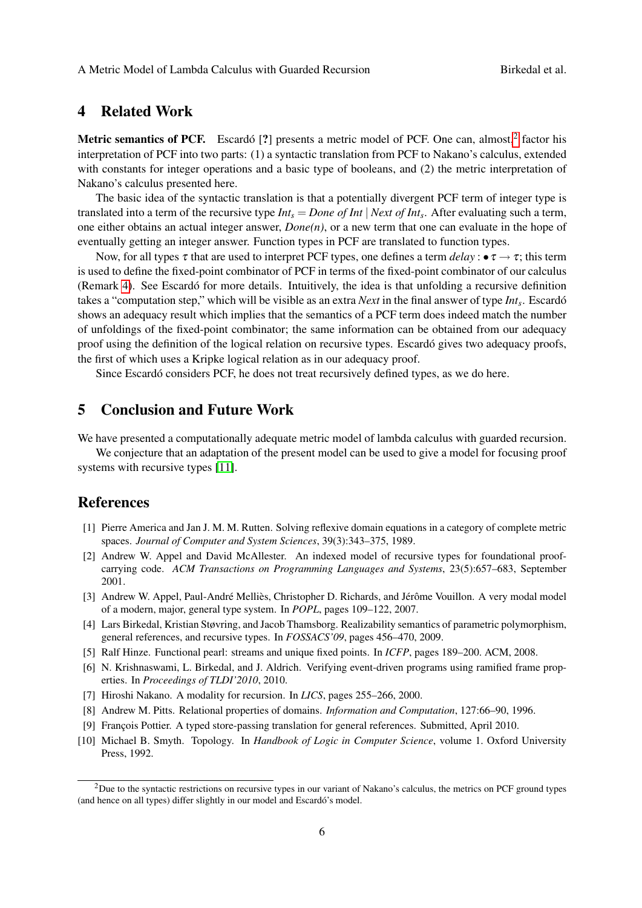## 4 Related Work

**Metric semantics of PCF.** Escardó [?] presents a metric model of PCF. One can, almost,[2] factor his interpretation of PCF into two parts: (1) a syntactic translation from PCF to Nakano's calculus, extended with constants for integer operations and a basic type of booleans, and (2) the metric interpretation of Nakano's calculus presented here.

The basic idea of the syntactic translation is that a potentially divergent PCF term of integer type is translated into a term of the recursive type $Int_s = Done\ of\ Int \mid Next\ of\ Int_s$. After evaluating such a term, one either obtains an actual integer answer, *Done(n)*, or a new term that one can evaluate in the hope of eventually getting an integer answer. Function types in PCF are translated to function types.

Now, for all types $\tau$ that are used to interpret PCF types, one defines a term $delay : \bullet\,\tau \to \tau$; this term is used to define the fixed-point combinator of PCF in terms of the fixed-point combinator of our calculus (Remark 4). See Escardó for more details. Intuitively, the idea is that unfolding a recursive definition takes a "computation step," which will be visible as an extra *Next* in the final answer of type $Int_s$. Escardó shows an adequacy result which implies that the semantics of a PCF term does indeed match the number of unfoldings of the fixed-point combinator; the same information can be obtained from our adequacy proof using the definition of the logical relation on recursive types. Escardó gives two adequacy proofs, the first of which uses a Kripke logical relation as in our adequacy proof.

Since Escardó considers PCF, he does not treat recursively defined types, as we do here.

## 5 Conclusion and Future Work

We have presented a computationally adequate metric model of lambda calculus with guarded recursion.

We conjecture that an adaptation of the present model can be used to give a model for focusing proof systems with recursive types [11].

## References

[1] Pierre America and Jan J. M. M. Rutten. Solving reflexive domain equations in a category of complete metric spaces. *Journal of Computer and System Sciences*, 39(3):343–375, 1989.

[2] Andrew W. Appel and David McAllester. An indexed model of recursive types for foundational proof-carrying code. *ACM Transactions on Programming Languages and Systems*, 23(5):657–683, September 2001.

[3] Andrew W. Appel, Paul-André Melliès, Christopher D. Richards, and Jérôme Vouillon. A very modal model of a modern, major, general type system. In *POPL*, pages 109–122, 2007.

[4] Lars Birkedal, Kristian Støvring, and Jacob Thamsborg. Realizability semantics of parametric polymorphism, general references, and recursive types. In *FOSSACS'09*, pages 456–470, 2009.

[5] Ralf Hinze. Functional pearl: streams and unique fixed points. In *ICFP*, pages 189–200. ACM, 2008.

[6] N. Krishnaswami, L. Birkedal, and J. Aldrich. Verifying event-driven programs using ramified frame properties. In *Proceedings of TLDI'2010*, 2010.

[7] Hiroshi Nakano. A modality for recursion. In *LICS*, pages 255–266, 2000.

[8] Andrew M. Pitts. Relational properties of domains. *Information and Computation*, 127:66–90, 1996.

[9] François Pottier. A typed store-passing translation for general references. Submitted, April 2010.

[10] Michael B. Smyth. Topology. In *Handbook of Logic in Computer Science*, volume 1. Oxford University Press, 1992.

[2] Due to the syntactic restrictions on recursive types in our variant of Nakano's calculus, the metrics on PCF ground types (and hence on all types) differ slightly in our model and Escardó's model.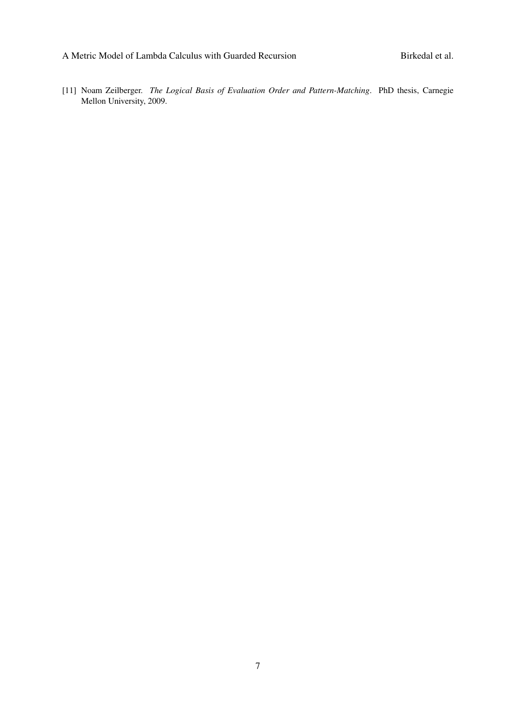[11] Noam Zeilberger. *The Logical Basis of Evaluation Order and Pattern-Matching*. PhD thesis, Carnegie Mellon University, 2009.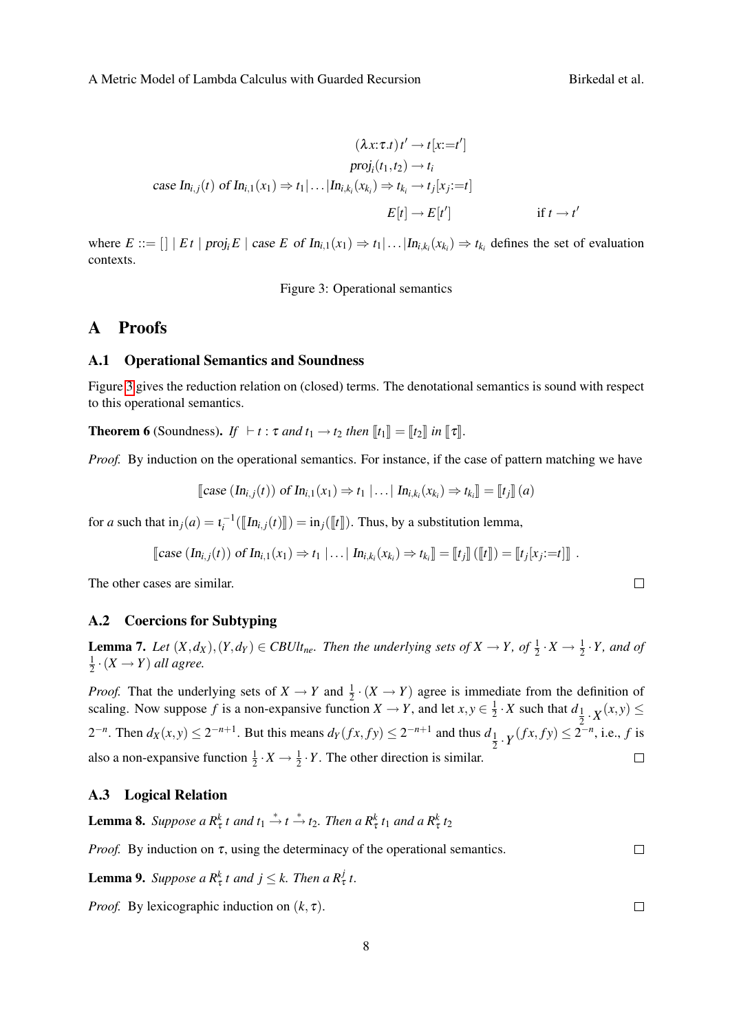$$(\lambda x{:}\tau.t)\,t' \to t[x{:=}t']$$
$$\mathit{proj}_i(t_1,t_2) \to t_i$$
$$\mathit{case}\ \mathit{In}_{i,j}(t)\ \mathit{of}\ \mathit{In}_{i,1}(x_1) \Rightarrow t_1 | \ldots | \mathit{In}_{i,k_i}(x_{k_i}) \Rightarrow t_{k_i} \to t_j[x_j{:=}t]$$
$$E[t] \to E[t'] \qquad \text{if } t \to t'$$

where $E ::= [\,] \mid E\,t \mid \mathit{proj}_i E \mid \mathit{case}\ E\ \mathit{of}\ \mathit{In}_{i,1}(x_1) \Rightarrow t_1 | \ldots | \mathit{In}_{i,k_i}(x_{k_i}) \Rightarrow t_{k_i}$ defines the set of evaluation contexts.

Figure 3: Operational semantics

# A Proofs

## A.1 Operational Semantics and Soundness

Figure 3 gives the reduction relation on (closed) terms. The denotational semantics is sound with respect to this operational semantics.

**Theorem 6** (Soundness). *If $\vdash t : \tau$ and $t_1 \to t_2$ then $[\![t_1]\!] = [\![t_2]\!]$ in $[\![\tau]\!]$.*

*Proof.* By induction on the operational semantics. For instance, if the case of pattern matching we have

$$[\![\mathit{case}\ (\mathit{In}_{i,j}(t))\ \mathit{of}\ \mathit{In}_{i,1}(x_1) \Rightarrow t_1 \mid \ldots \mid \mathit{In}_{i,k_i}(x_{k_i}) \Rightarrow t_{k_i}]\!] = [\![t_j]\!]\,(a)$$

for $a$ such that $\mathrm{in}_j(a) = \iota_i^{-1}([\![\mathit{In}_{i,j}(t)]\!]) = \mathrm{in}_j([\![t]\!])$. Thus, by a substitution lemma,

$$[\![\mathit{case}\ (\mathit{In}_{i,j}(t))\ \mathit{of}\ \mathit{In}_{i,1}(x_1) \Rightarrow t_1 \mid \ldots \mid \mathit{In}_{i,k_i}(x_{k_i}) \Rightarrow t_{k_i}]\!] = [\![t_j]\!]\,([\![t]\!]) = [\![t_j[x_j{:=}t]]\!]\ .$$

The other cases are similar. $\square$

## A.2 Coercions for Subtyping

**Lemma 7.** *Let $(X,d_X),(Y,d_Y) \in \mathit{CBUlt}_{ne}$. Then the underlying sets of $X \to Y$, of $\frac{1}{2}\cdot X \to \frac{1}{2}\cdot Y$, and of $\frac{1}{2}\cdot(X \to Y)$ all agree.*

*Proof.* That the underlying sets of $X \to Y$ and $\frac{1}{2}\cdot(X \to Y)$ agree is immediate from the definition of scaling. Now suppose $f$ is a non-expansive function $X \to Y$, and let $x,y \in \frac{1}{2}\cdot X$ such that $d_{\frac{1}{2}\cdot X}(x,y) \le 2^{-n}$. Then $d_X(x,y) \le 2^{-n+1}$. But this means $d_Y(fx,fy) \le 2^{-n+1}$ and thus $d_{\frac{1}{2}\cdot Y}(fx,fy) \le 2^{-n}$, i.e., $f$ is also a non-expansive function $\frac{1}{2}\cdot X \to \frac{1}{2}\cdot Y$. The other direction is similar. $\square$

## A.3 Logical Relation

**Lemma 8.** *Suppose $a\,R^k_\tau\,t$ and $t_1 \xrightarrow{*} t \xrightarrow{*} t_2$. Then $a\,R^k_\tau\,t_1$ and $a\,R^k_\tau\,t_2$*

*Proof.* By induction on $\tau$, using the determinacy of the operational semantics. $\square$

**Lemma 9.** *Suppose $a\,R^k_\tau\,t$ and $j \le k$. Then $a\,R^j_\tau\,t$.*

*Proof.* By lexicographic induction on $(k,\tau)$. $\square$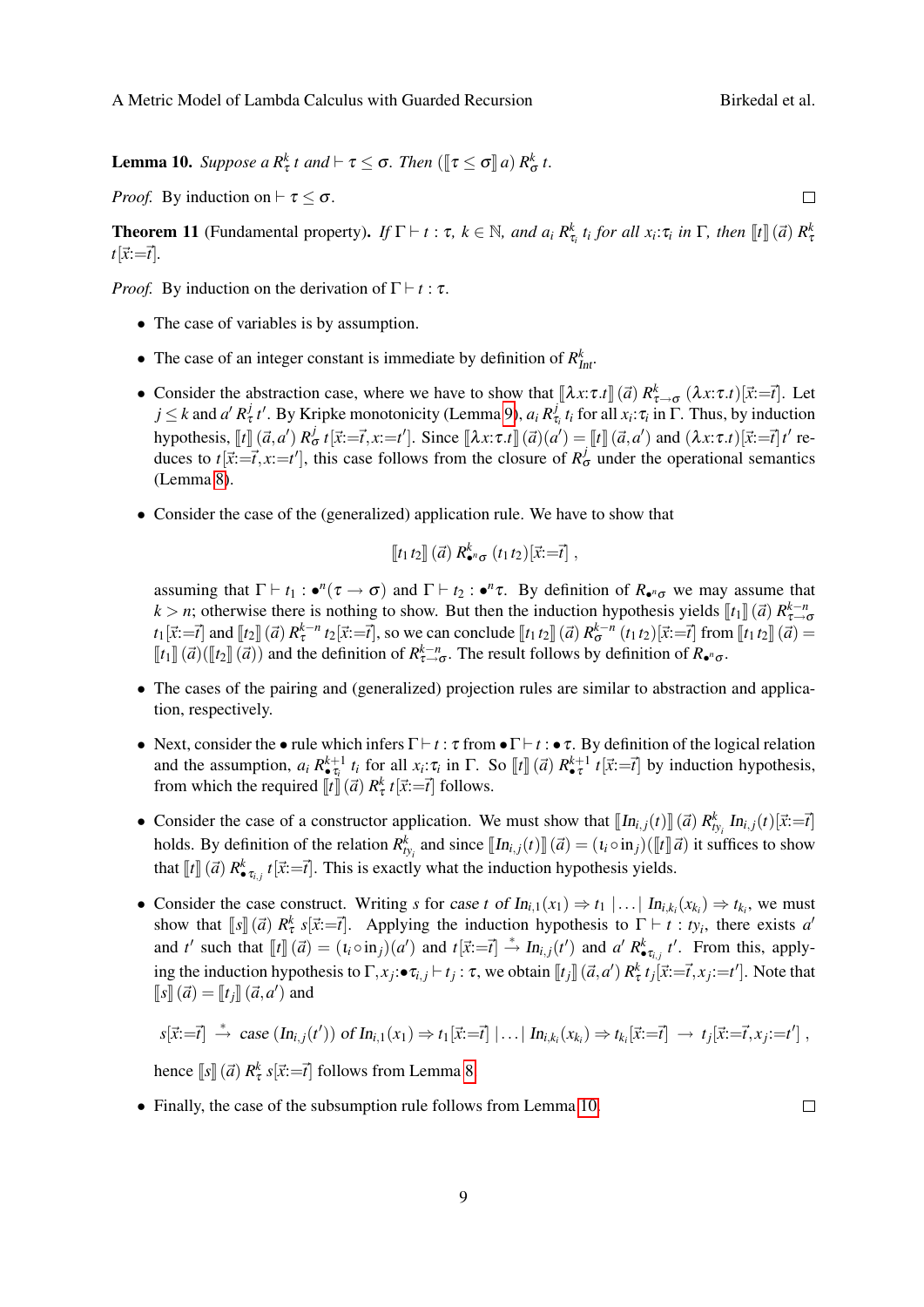**Lemma 10.** *Suppose $a \, R^k_\tau \, t$ and $\vdash \tau \le \sigma$. Then $(\llbracket \tau \le \sigma \rrbracket \, a) \, R^k_\sigma \, t$.*

*Proof.* By induction on $\vdash \tau \le \sigma$. □

**Theorem 11** (Fundamental property)**.** *If $\Gamma \vdash t : \tau$, $k \in \mathbb{N}$, and $a_i \, R^k_{\tau_i} \, t_i$ for all $x_i{:}\tau_i$ in $\Gamma$, then $\llbracket t \rrbracket \, (\vec{a}) \, R^k_\tau \, t[\vec{x}{:=}\vec{t}]$.*

*Proof.* By induction on the derivation of $\Gamma \vdash t : \tau$.

- The case of variables is by assumption.
- The case of an integer constant is immediate by definition of $R^k_{Int}$.
- Consider the abstraction case, where we have to show that $\llbracket \lambda x{:}\tau.t \rrbracket \, (\vec{a}) \, R^k_{\tau\to\sigma} \, (\lambda x{:}\tau.t)[\vec{x}{:=}\vec{t}]$. Let $j \le k$ and $a' \, R^j_\tau \, t'$. By Kripke monotonicity (Lemma 9), $a_i \, R^j_{\tau_i} \, t_i$ for all $x_i{:}\tau_i$ in $\Gamma$. Thus, by induction hypothesis, $\llbracket t \rrbracket \, (\vec{a}, a') \, R^j_\sigma \, t[\vec{x}{:=}\vec{t}, x{:=}t']$. Since $\llbracket \lambda x{:}\tau.t \rrbracket \, (\vec{a})(a') = \llbracket t \rrbracket \, (\vec{a}, a')$ and $(\lambda x{:}\tau.t)[\vec{x}{:=}\vec{t}] \, t'$ reduces to $t[\vec{x}{:=}\vec{t}, x{:=}t']$, this case follows from the closure of $R^j_\sigma$ under the operational semantics (Lemma 8).
- Consider the case of the (generalized) application rule. We have to show that

$$\llbracket t_1 \, t_2 \rrbracket \, (\vec{a}) \, R^k_{\bullet^n\sigma} \, (t_1 \, t_2)[\vec{x}{:=}\vec{t}] \ ,$$

  assuming that $\Gamma \vdash t_1 : \bullet^n(\tau \to \sigma)$ and $\Gamma \vdash t_2 : \bullet^n\tau$. By definition of $R_{\bullet^n\sigma}$ we may assume that $k > n$; otherwise there is nothing to show. But then the induction hypothesis yields $\llbracket t_1 \rrbracket \, (\vec{a}) \, R^{k-n}_{\tau\to\sigma} \, t_1[\vec{x}{:=}\vec{t}]$ and $\llbracket t_2 \rrbracket \, (\vec{a}) \, R^{k-n}_\tau \, t_2[\vec{x}{:=}\vec{t}]$, so we can conclude $\llbracket t_1 \, t_2 \rrbracket \, (\vec{a}) \, R^{k-n}_\sigma \, (t_1 \, t_2)[\vec{x}{:=}\vec{t}]$ from $\llbracket t_1 \, t_2 \rrbracket \, (\vec{a}) = \llbracket t_1 \rrbracket \, (\vec{a})(\llbracket t_2 \rrbracket \, (\vec{a}))$ and the definition of $R^{k-n}_{\tau\to\sigma}$. The result follows by definition of $R_{\bullet^n\sigma}$.
- The cases of the pairing and (generalized) projection rules are similar to abstraction and application, respectively.
- Next, consider the $\bullet$ rule which infers $\Gamma \vdash t : \tau$ from $\bullet\Gamma \vdash t : \bullet\tau$. By definition of the logical relation and the assumption, $a_i \, R^{k+1}_{\bullet\tau_i} \, t_i$ for all $x_i{:}\tau_i$ in $\Gamma$. So $\llbracket t \rrbracket \, (\vec{a}) \, R^{k+1}_{\bullet\tau} \, t[\vec{x}{:=}\vec{t}]$ by induction hypothesis, from which the required $\llbracket t \rrbracket \, (\vec{a}) \, R^k_\tau \, t[\vec{x}{:=}\vec{t}]$ follows.
- Consider the case of a constructor application. We must show that $\llbracket In_{i,j}(t) \rrbracket \, (\vec{a}) \, R^k_{ty_i} \, In_{i,j}(t)[\vec{x}{:=}\vec{t}]$ holds. By definition of the relation $R^k_{ty_i}$ and since $\llbracket In_{i,j}(t) \rrbracket \, (\vec{a}) = (\iota_i \circ \mathrm{in}_j)(\llbracket t \rrbracket \, \vec{a})$ it suffices to show that $\llbracket t \rrbracket \, (\vec{a}) \, R^k_{\bullet\tau_{i,j}} \, t[\vec{x}{:=}\vec{t}]$. This is exactly what the induction hypothesis yields.
- Consider the case construct. Writing $s$ for *case* $t$ *of* $In_{i,1}(x_1) \Rightarrow t_1 \mid \ldots \mid In_{i,k_i}(x_{k_i}) \Rightarrow t_{k_i}$, we must show that $\llbracket s \rrbracket \, (\vec{a}) \, R^k_\tau \, s[\vec{x}{:=}\vec{t}]$. Applying the induction hypothesis to $\Gamma \vdash t : ty_i$, there exists $a'$ and $t'$ such that $\llbracket t \rrbracket \, (\vec{a}) = (\iota_i \circ \mathrm{in}_j)(a')$ and $t[\vec{x}{:=}\vec{t}] \xrightarrow{*} In_{i,j}(t')$ and $a' \, R^k_{\bullet\tau_{i,j}} \, t'$. From this, applying the induction hypothesis to $\Gamma, x_j{:}\bullet\tau_{i,j} \vdash t_j : \tau$, we obtain $\llbracket t_j \rrbracket \, (\vec{a}, a') \, R^k_\tau \, t_j[\vec{x}{:=}\vec{t}, x_j{:=}t']$. Note that $\llbracket s \rrbracket \, (\vec{a}) = \llbracket t_j \rrbracket \, (\vec{a}, a')$ and

$$s[\vec{x}{:=}\vec{t}] \xrightarrow{*} \mathit{case}\ (In_{i,j}(t'))\ \mathit{of}\ In_{i,1}(x_1) \Rightarrow t_1[\vec{x}{:=}\vec{t}] \mid \ldots \mid In_{i,k_i}(x_{k_i}) \Rightarrow t_{k_i}[\vec{x}{:=}\vec{t}] \ \to \ t_j[\vec{x}{:=}\vec{t}, x_j{:=}t'] \ ,$$

  hence $\llbracket s \rrbracket \, (\vec{a}) \, R^k_\tau \, s[\vec{x}{:=}\vec{t}]$ follows from Lemma 8.
- Finally, the case of the subsumption rule follows from Lemma 10. □